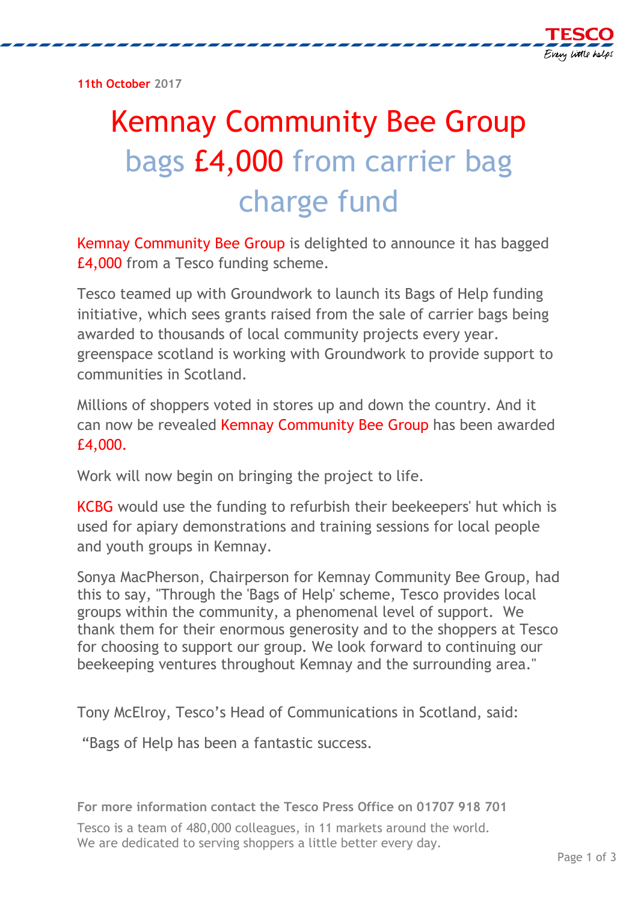**11th October 2017**

# Kemnay Community Bee Group bags £4,000 from carrier bag charge fund

Kemnay Community Bee Group is delighted to announce it has bagged £4,000 from a Tesco funding scheme.

Tesco teamed up with Groundwork to launch its Bags of Help funding initiative, which sees grants raised from the sale of carrier bags being awarded to thousands of local community projects every year. greenspace scotland is working with Groundwork to provide support to communities in Scotland.

Millions of shoppers voted in stores up and down the country. And it can now be revealed Kemnay Community Bee Group has been awarded £4,000.

Work will now begin on bringing the project to life.

KCBG would use the funding to refurbish their beekeepers' hut which is used for apiary demonstrations and training sessions for local people and youth groups in Kemnay.

Sonya MacPherson, Chairperson for Kemnay Community Bee Group, had this to say, "Through the 'Bags of Help' scheme, Tesco provides local groups within the community, a phenomenal level of support. We thank them for their enormous generosity and to the shoppers at Tesco for choosing to support our group. We look forward to continuing our beekeeping ventures throughout Kemnay and the surrounding area."

Tony McElroy, Tesco's Head of Communications in Scotland, said:

"Bags of Help has been a fantastic success.

**For more information contact the Tesco Press Office on 01707 918 701**

Tesco is a team of 480,000 colleagues, in 11 markets around the world.
We are dedicated to serving shoppers a little better every day.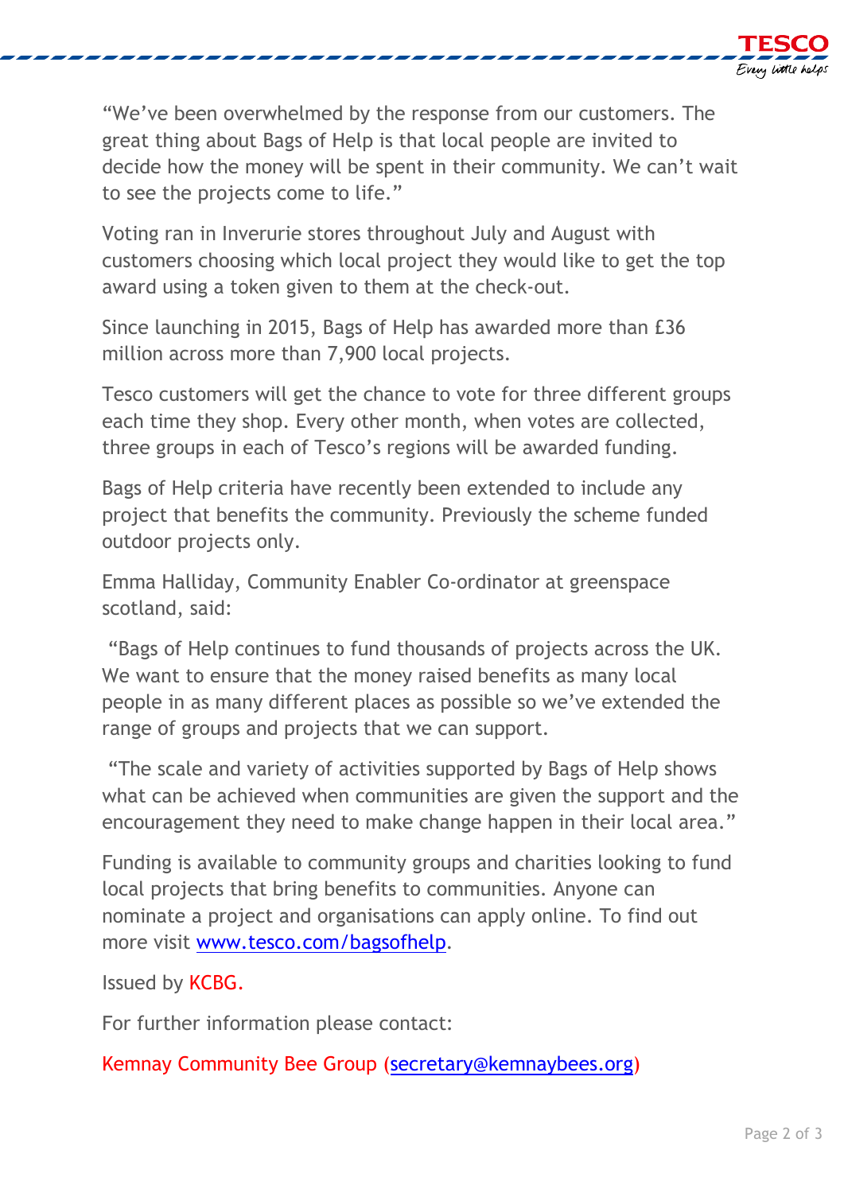"We've been overwhelmed by the response from our customers. The great thing about Bags of Help is that local people are invited to decide how the money will be spent in their community. We can't wait to see the projects come to life."

Voting ran in Inverurie stores throughout July and August with customers choosing which local project they would like to get the top award using a token given to them at the check-out.

Since launching in 2015, Bags of Help has awarded more than £36 million across more than 7,900 local projects.

Tesco customers will get the chance to vote for three different groups each time they shop. Every other month, when votes are collected, three groups in each of Tesco's regions will be awarded funding.

Bags of Help criteria have recently been extended to include any project that benefits the community. Previously the scheme funded outdoor projects only.

Emma Halliday, Community Enabler Co-ordinator at greenspace scotland, said:

"Bags of Help continues to fund thousands of projects across the UK. We want to ensure that the money raised benefits as many local people in as many different places as possible so we've extended the range of groups and projects that we can support.

"The scale and variety of activities supported by Bags of Help shows what can be achieved when communities are given the support and the encouragement they need to make change happen in their local area."

Funding is available to community groups and charities looking to fund local projects that bring benefits to communities. Anyone can nominate a project and organisations can apply online. To find out more visit [www.tesco.com/bagsofhelp](http://www.tesco.com/bagsofhelp).

Issued by KCBG.

For further information please contact:

Kemnay Community Bee Group (secretary@kemnaybees.org)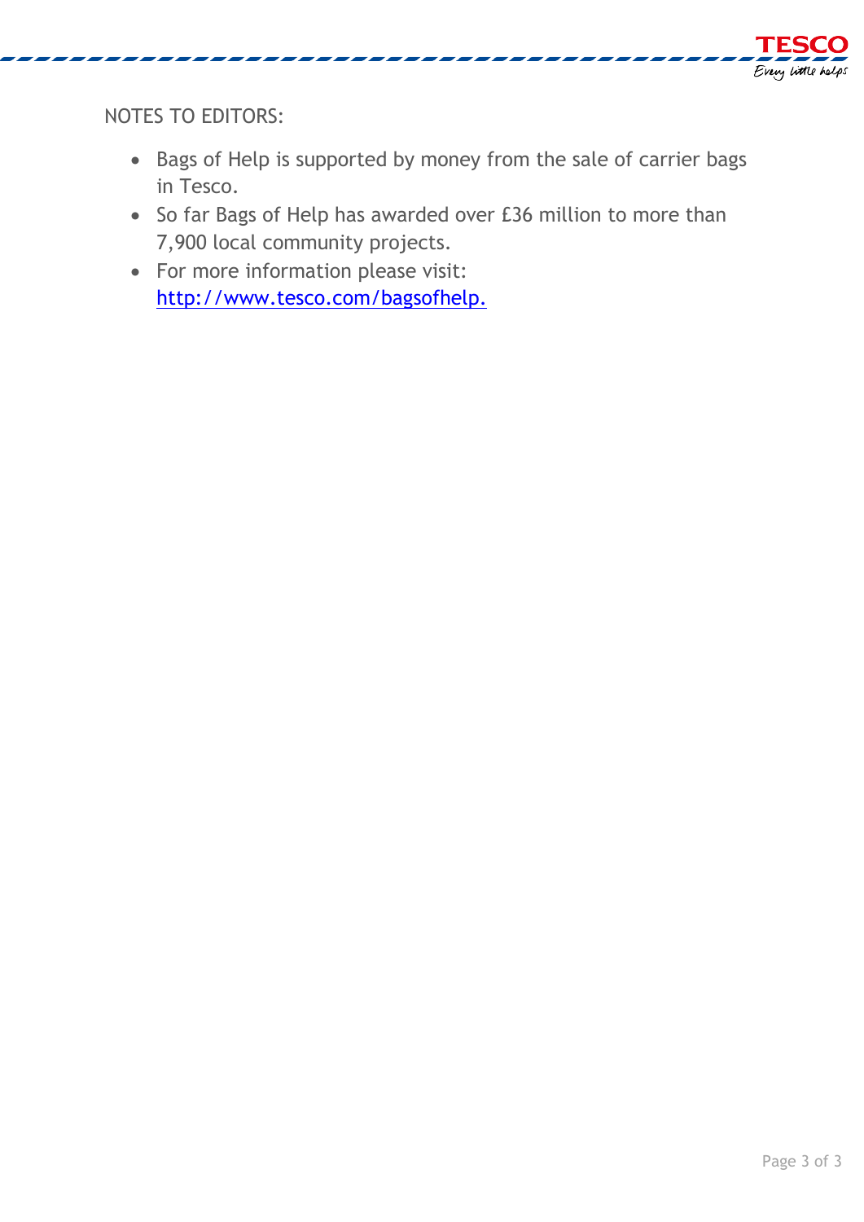NOTES TO EDITORS:

- Bags of Help is supported by money from the sale of carrier bags in Tesco.
- So far Bags of Help has awarded over £36 million to more than 7,900 local community projects.
- For more information please visit: http://www.tesco.com/bagsofhelp.